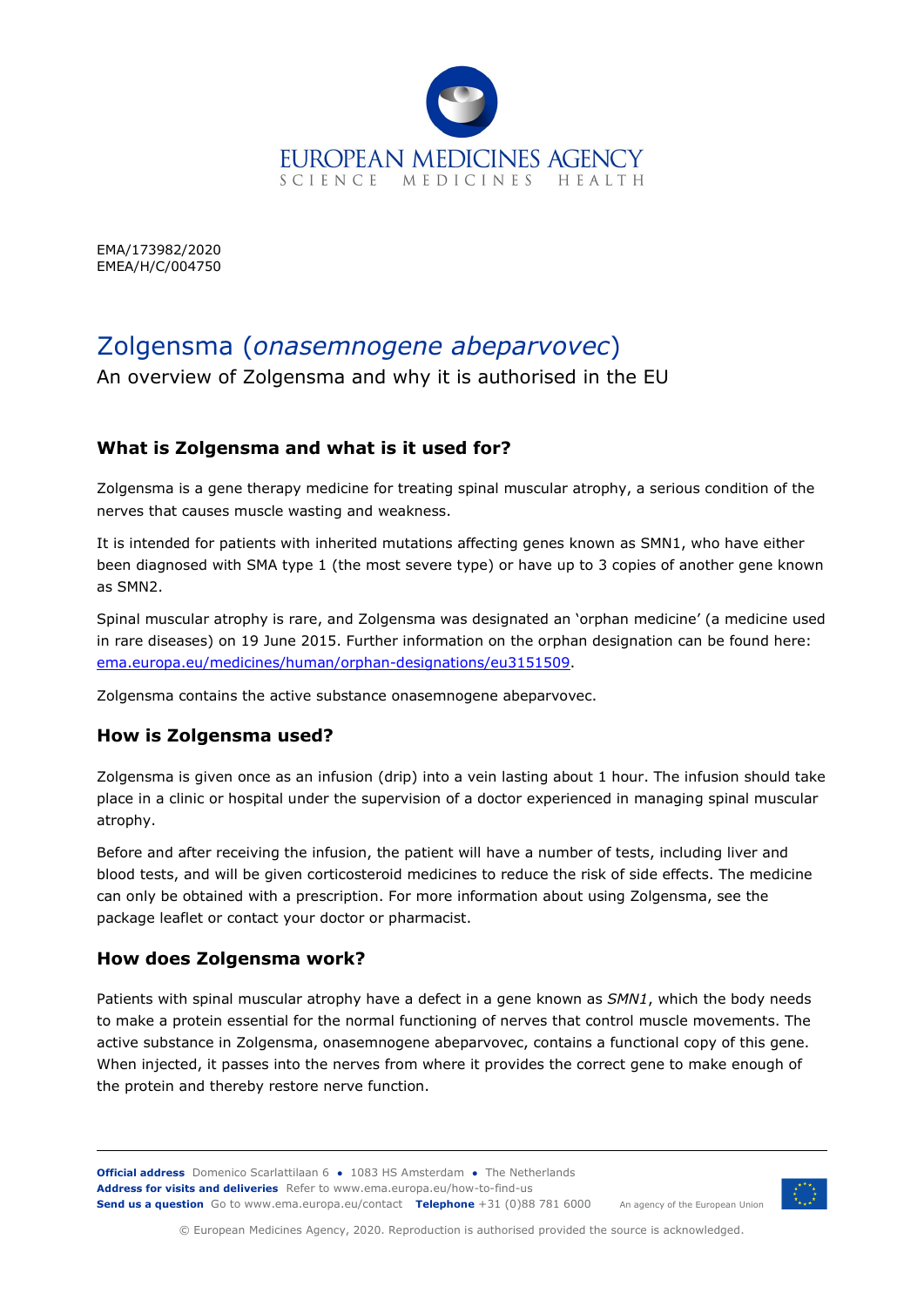EMA/173982/2020
EMEA/H/C/004750

# Zolgensma (*onasemnogene abeparvovec*)

An overview of Zolgensma and why it is authorised in the EU

## What is Zolgensma and what is it used for?

Zolgensma is a gene therapy medicine for treating spinal muscular atrophy, a serious condition of the nerves that causes muscle wasting and weakness.

It is intended for patients with inherited mutations affecting genes known as SMN1, who have either been diagnosed with SMA type 1 (the most severe type) or have up to 3 copies of another gene known as SMN2.

Spinal muscular atrophy is rare, and Zolgensma was designated an 'orphan medicine' (a medicine used in rare diseases) on 19 June 2015. Further information on the orphan designation can be found here: [ema.europa.eu/medicines/human/orphan-designations/eu3151509](ema.europa.eu/medicines/human/orphan-designations/eu3151509).

Zolgensma contains the active substance onasemnogene abeparvovec.

## How is Zolgensma used?

Zolgensma is given once as an infusion (drip) into a vein lasting about 1 hour. The infusion should take place in a clinic or hospital under the supervision of a doctor experienced in managing spinal muscular atrophy.

Before and after receiving the infusion, the patient will have a number of tests, including liver and blood tests, and will be given corticosteroid medicines to reduce the risk of side effects. The medicine can only be obtained with a prescription. For more information about using Zolgensma, see the package leaflet or contact your doctor or pharmacist.

## How does Zolgensma work?

Patients with spinal muscular atrophy have a defect in a gene known as *SMN1*, which the body needs to make a protein essential for the normal functioning of nerves that control muscle movements. The active substance in Zolgensma, onasemnogene abeparvovec, contains a functional copy of this gene. When injected, it passes into the nerves from where it provides the correct gene to make enough of the protein and thereby restore nerve function.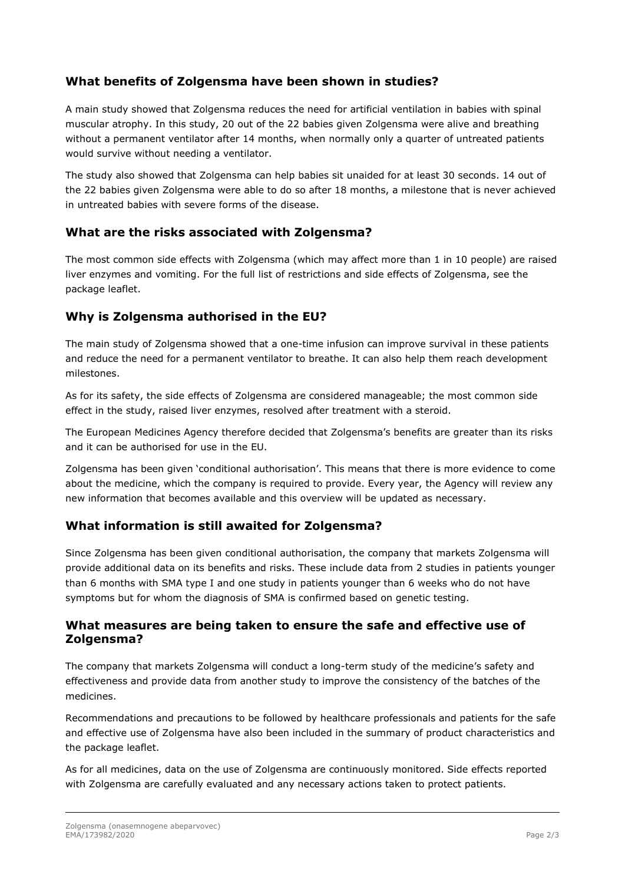## What benefits of Zolgensma have been shown in studies?

A main study showed that Zolgensma reduces the need for artificial ventilation in babies with spinal muscular atrophy. In this study, 20 out of the 22 babies given Zolgensma were alive and breathing without a permanent ventilator after 14 months, when normally only a quarter of untreated patients would survive without needing a ventilator.

The study also showed that Zolgensma can help babies sit unaided for at least 30 seconds. 14 out of the 22 babies given Zolgensma were able to do so after 18 months, a milestone that is never achieved in untreated babies with severe forms of the disease.

## What are the risks associated with Zolgensma?

The most common side effects with Zolgensma (which may affect more than 1 in 10 people) are raised liver enzymes and vomiting. For the full list of restrictions and side effects of Zolgensma, see the package leaflet.

## Why is Zolgensma authorised in the EU?

The main study of Zolgensma showed that a one-time infusion can improve survival in these patients and reduce the need for a permanent ventilator to breathe. It can also help them reach development milestones.

As for its safety, the side effects of Zolgensma are considered manageable; the most common side effect in the study, raised liver enzymes, resolved after treatment with a steroid.

The European Medicines Agency therefore decided that Zolgensma's benefits are greater than its risks and it can be authorised for use in the EU.

Zolgensma has been given 'conditional authorisation'. This means that there is more evidence to come about the medicine, which the company is required to provide. Every year, the Agency will review any new information that becomes available and this overview will be updated as necessary.

## What information is still awaited for Zolgensma?

Since Zolgensma has been given conditional authorisation, the company that markets Zolgensma will provide additional data on its benefits and risks. These include data from 2 studies in patients younger than 6 months with SMA type I and one study in patients younger than 6 weeks who do not have symptoms but for whom the diagnosis of SMA is confirmed based on genetic testing.

## What measures are being taken to ensure the safe and effective use of Zolgensma?

The company that markets Zolgensma will conduct a long-term study of the medicine's safety and effectiveness and provide data from another study to improve the consistency of the batches of the medicines.

Recommendations and precautions to be followed by healthcare professionals and patients for the safe and effective use of Zolgensma have also been included in the summary of product characteristics and the package leaflet.

As for all medicines, data on the use of Zolgensma are continuously monitored. Side effects reported with Zolgensma are carefully evaluated and any necessary actions taken to protect patients.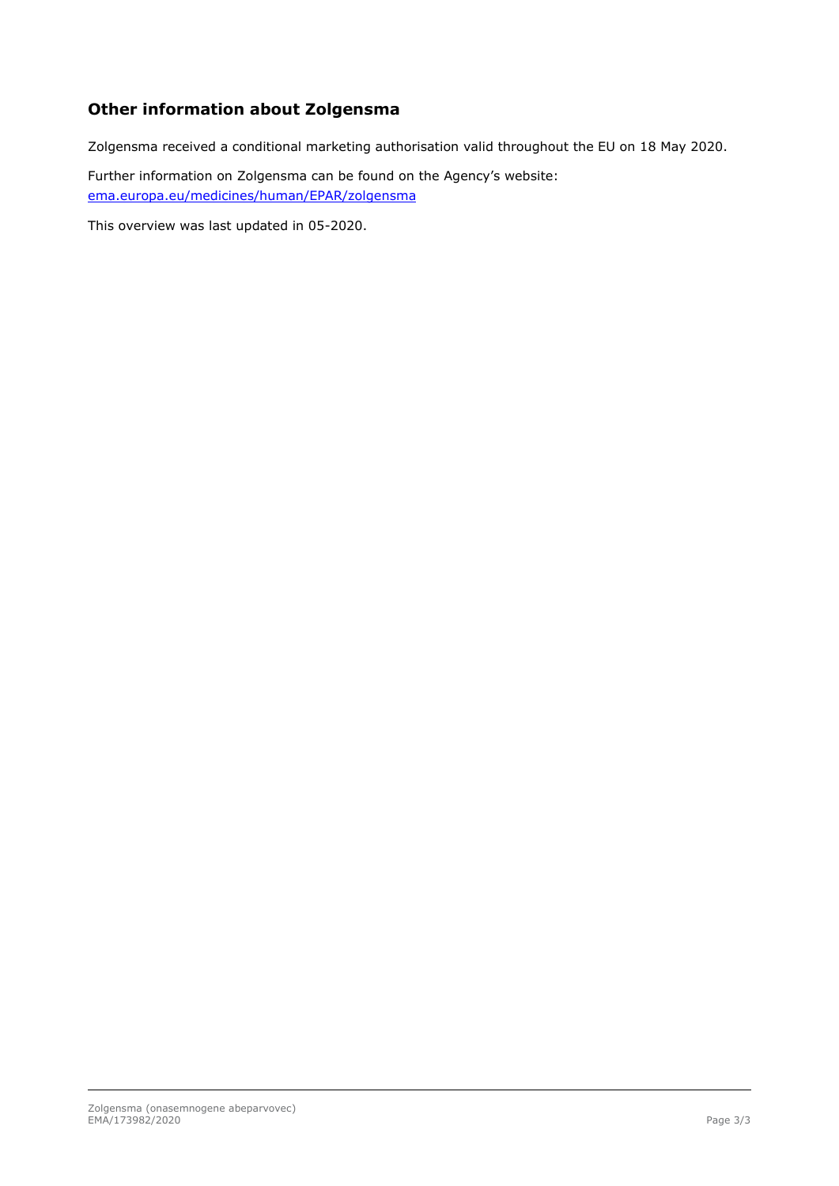## Other information about Zolgensma

Zolgensma received a conditional marketing authorisation valid throughout the EU on 18 May 2020.

Further information on Zolgensma can be found on the Agency's website: [ema.europa.eu/medicines/human/EPAR/zolgensma](ema.europa.eu/medicines/human/EPAR/zolgensma)

This overview was last updated in 05-2020.